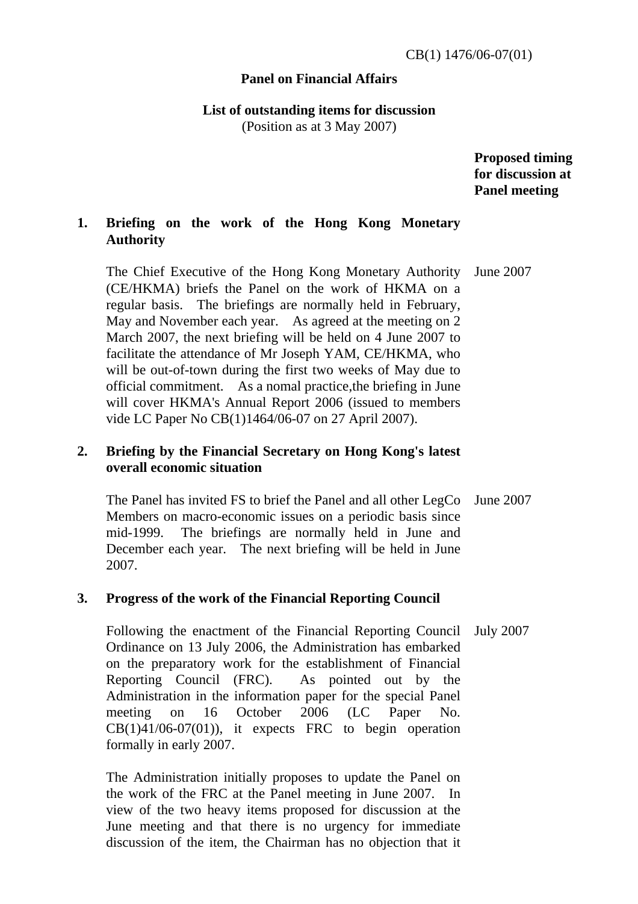CB(1) 1476/06-07(01)

**Panel on Financial Affairs**

**List of outstanding items for discussion**
(Position as at 3 May 2007)

| | | **Proposed timing for discussion at Panel meeting** |
|---|---|---|
| **1.** | **Briefing on the work of the Hong Kong Monetary Authority** | |
| | The Chief Executive of the Hong Kong Monetary Authority (CE/HKMA) briefs the Panel on the work of HKMA on a regular basis. The briefings are normally held in February, May and November each year. As agreed at the meeting on 2 March 2007, the next briefing will be held on 4 June 2007 to facilitate the attendance of Mr Joseph YAM, CE/HKMA, who will be out-of-town during the first two weeks of May due to official commitment. As a nomal practice,the briefing in June will cover HKMA's Annual Report 2006 (issued to members vide LC Paper No CB(1)1464/06-07 on 27 April 2007). | June 2007 |
| **2.** | **Briefing by the Financial Secretary on Hong Kong's latest overall economic situation** | |
| | The Panel has invited FS to brief the Panel and all other LegCo Members on macro-economic issues on a periodic basis since mid-1999. The briefings are normally held in June and December each year. The next briefing will be held in June 2007. | June 2007 |
| **3.** | **Progress of the work of the Financial Reporting Council** | |
| | Following the enactment of the Financial Reporting Council Ordinance on 13 July 2006, the Administration has embarked on the preparatory work for the establishment of Financial Reporting Council (FRC). As pointed out by the Administration in the information paper for the special Panel meeting on 16 October 2006 (LC Paper No. CB(1)41/06-07(01)), it expects FRC to begin operation formally in early 2007.<br><br>The Administration initially proposes to update the Panel on the work of the FRC at the Panel meeting in June 2007. In view of the two heavy items proposed for discussion at the June meeting and that there is no urgency for immediate discussion of the item, the Chairman has no objection that it | July 2007 |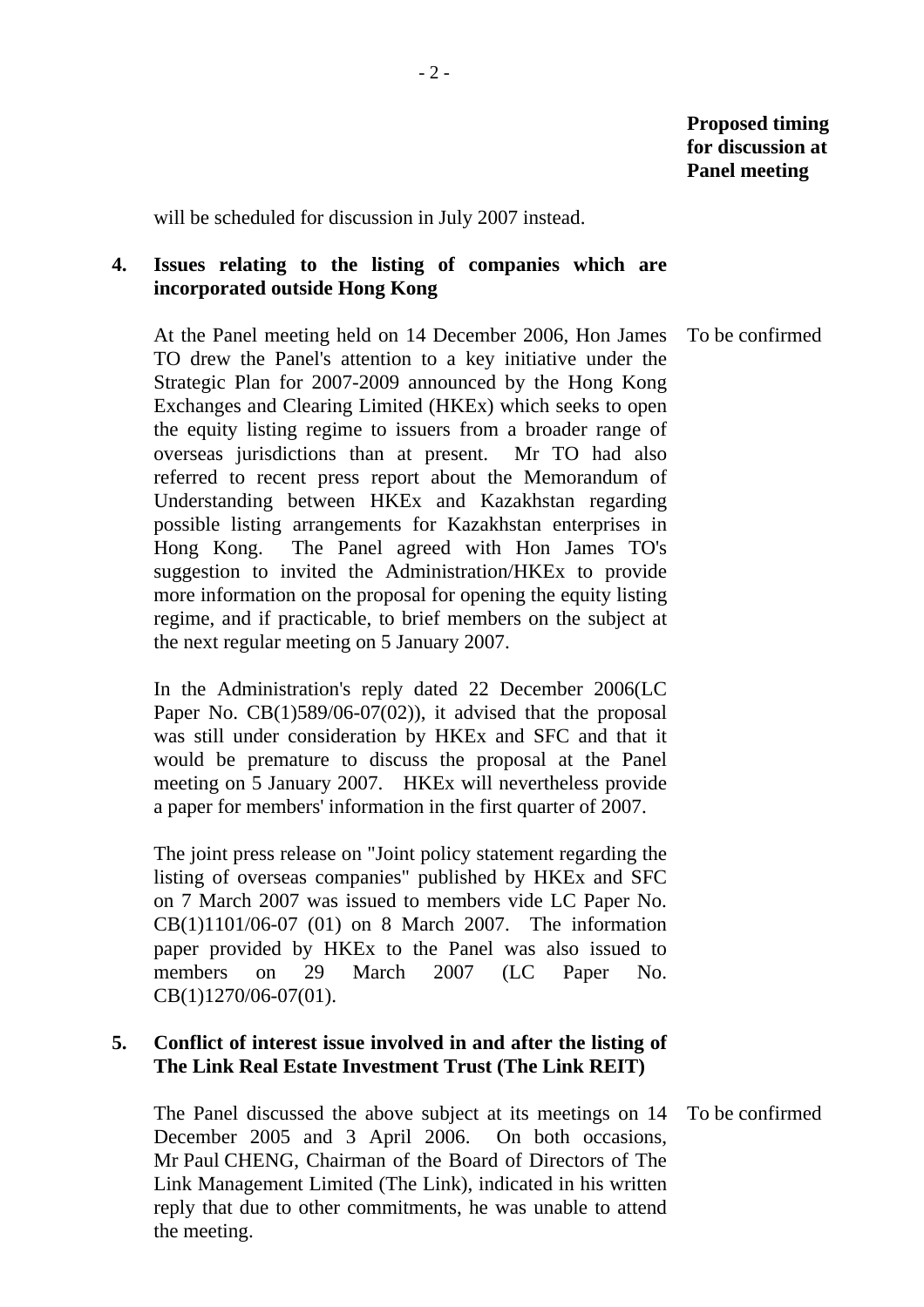**Proposed timing for discussion at Panel meeting**

will be scheduled for discussion in July 2007 instead.

**4. Issues relating to the listing of companies which are incorporated outside Hong Kong**

At the Panel meeting held on 14 December 2006, Hon James TO drew the Panel's attention to a key initiative under the Strategic Plan for 2007-2009 announced by the Hong Kong Exchanges and Clearing Limited (HKEx) which seeks to open the equity listing regime to issuers from a broader range of overseas jurisdictions than at present. Mr TO had also referred to recent press report about the Memorandum of Understanding between HKEx and Kazakhstan regarding possible listing arrangements for Kazakhstan enterprises in Hong Kong. The Panel agreed with Hon James TO's suggestion to invited the Administration/HKEx to provide more information on the proposal for opening the equity listing regime, and if practicable, to brief members on the subject at the next regular meeting on 5 January 2007. — To be confirmed

In the Administration's reply dated 22 December 2006(LC Paper No. CB(1)589/06-07(02)), it advised that the proposal was still under consideration by HKEx and SFC and that it would be premature to discuss the proposal at the Panel meeting on 5 January 2007. HKEx will nevertheless provide a paper for members' information in the first quarter of 2007.

The joint press release on "Joint policy statement regarding the listing of overseas companies" published by HKEx and SFC on 7 March 2007 was issued to members vide LC Paper No. CB(1)1101/06-07 (01) on 8 March 2007. The information paper provided by HKEx to the Panel was also issued to members on 29 March 2007 (LC Paper No. CB(1)1270/06-07(01).

**5. Conflict of interest issue involved in and after the listing of The Link Real Estate Investment Trust (The Link REIT)**

The Panel discussed the above subject at its meetings on 14 December 2005 and 3 April 2006. On both occasions, Mr Paul CHENG, Chairman of the Board of Directors of The Link Management Limited (The Link), indicated in his written reply that due to other commitments, he was unable to attend the meeting. — To be confirmed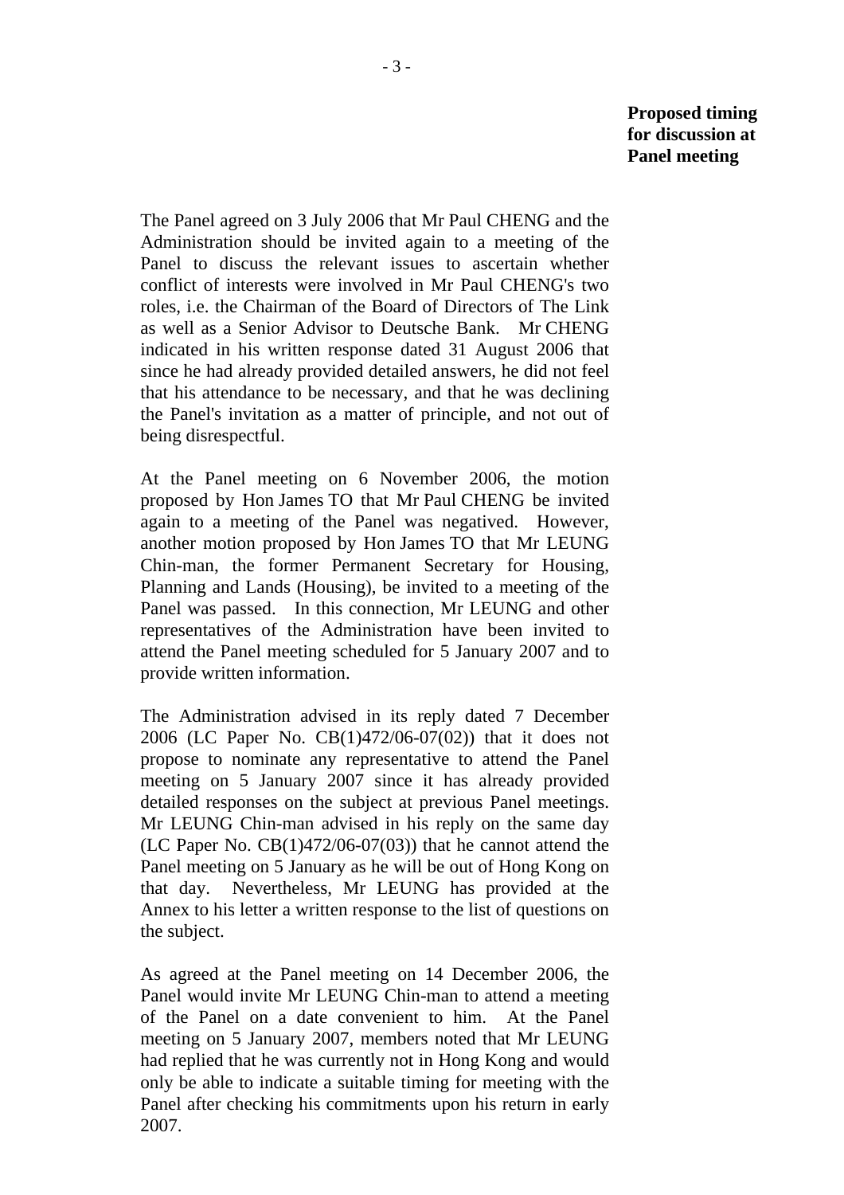**Proposed timing for discussion at Panel meeting**

The Panel agreed on 3 July 2006 that Mr Paul CHENG and the Administration should be invited again to a meeting of the Panel to discuss the relevant issues to ascertain whether conflict of interests were involved in Mr Paul CHENG's two roles, i.e. the Chairman of the Board of Directors of The Link as well as a Senior Advisor to Deutsche Bank. Mr CHENG indicated in his written response dated 31 August 2006 that since he had already provided detailed answers, he did not feel that his attendance to be necessary, and that he was declining the Panel's invitation as a matter of principle, and not out of being disrespectful.

At the Panel meeting on 6 November 2006, the motion proposed by Hon James TO that Mr Paul CHENG be invited again to a meeting of the Panel was negatived. However, another motion proposed by Hon James TO that Mr LEUNG Chin-man, the former Permanent Secretary for Housing, Planning and Lands (Housing), be invited to a meeting of the Panel was passed. In this connection, Mr LEUNG and other representatives of the Administration have been invited to attend the Panel meeting scheduled for 5 January 2007 and to provide written information.

The Administration advised in its reply dated 7 December 2006 (LC Paper No. CB(1)472/06-07(02)) that it does not propose to nominate any representative to attend the Panel meeting on 5 January 2007 since it has already provided detailed responses on the subject at previous Panel meetings. Mr LEUNG Chin-man advised in his reply on the same day (LC Paper No. CB(1)472/06-07(03)) that he cannot attend the Panel meeting on 5 January as he will be out of Hong Kong on that day. Nevertheless, Mr LEUNG has provided at the Annex to his letter a written response to the list of questions on the subject.

As agreed at the Panel meeting on 14 December 2006, the Panel would invite Mr LEUNG Chin-man to attend a meeting of the Panel on a date convenient to him. At the Panel meeting on 5 January 2007, members noted that Mr LEUNG had replied that he was currently not in Hong Kong and would only be able to indicate a suitable timing for meeting with the Panel after checking his commitments upon his return in early 2007.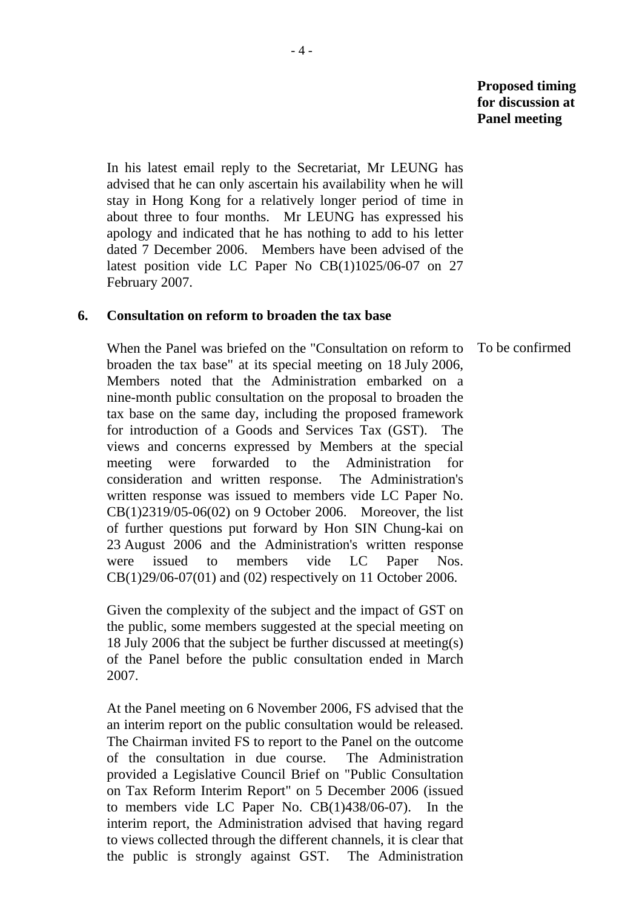**Proposed timing for discussion at Panel meeting**

In his latest email reply to the Secretariat, Mr LEUNG has advised that he can only ascertain his availability when he will stay in Hong Kong for a relatively longer period of time in about three to four months. Mr LEUNG has expressed his apology and indicated that he has nothing to add to his letter dated 7 December 2006. Members have been advised of the latest position vide LC Paper No CB(1)1025/06-07 on 27 February 2007.

**6. Consultation on reform to broaden the tax base**

*Proposed timing for discussion at Panel meeting: To be confirmed*

When the Panel was briefed on the "Consultation on reform to broaden the tax base" at its special meeting on 18 July 2006, Members noted that the Administration embarked on a nine-month public consultation on the proposal to broaden the tax base on the same day, including the proposed framework for introduction of a Goods and Services Tax (GST). The views and concerns expressed by Members at the special meeting were forwarded to the Administration for consideration and written response. The Administration's written response was issued to members vide LC Paper No. CB(1)2319/05-06(02) on 9 October 2006. Moreover, the list of further questions put forward by Hon SIN Chung-kai on 23 August 2006 and the Administration's written response were issued to members vide LC Paper Nos. CB(1)29/06-07(01) and (02) respectively on 11 October 2006.

Given the complexity of the subject and the impact of GST on the public, some members suggested at the special meeting on 18 July 2006 that the subject be further discussed at meeting(s) of the Panel before the public consultation ended in March 2007.

At the Panel meeting on 6 November 2006, FS advised that the an interim report on the public consultation would be released. The Chairman invited FS to report to the Panel on the outcome of the consultation in due course. The Administration provided a Legislative Council Brief on "Public Consultation on Tax Reform Interim Report" on 5 December 2006 (issued to members vide LC Paper No. CB(1)438/06-07). In the interim report, the Administration advised that having regard to views collected through the different channels, it is clear that the public is strongly against GST. The Administration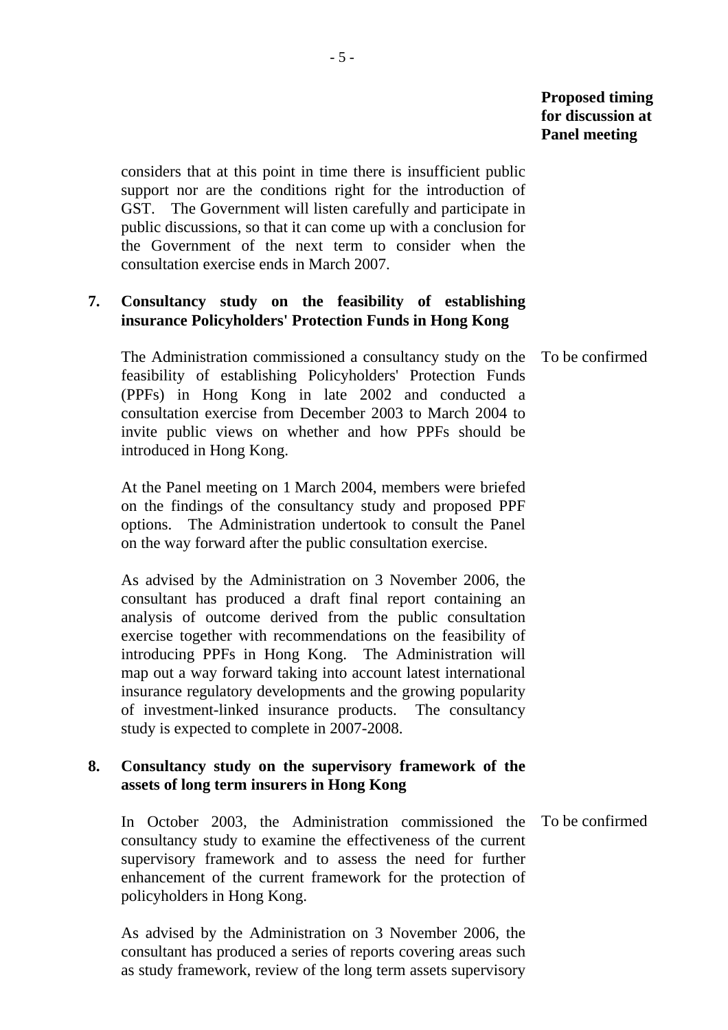**Proposed timing for discussion at Panel meeting**

considers that at this point in time there is insufficient public support nor are the conditions right for the introduction of GST. The Government will listen carefully and participate in public discussions, so that it can come up with a conclusion for the Government of the next term to consider when the consultation exercise ends in March 2007.

**7. Consultancy study on the feasibility of establishing insurance Policyholders' Protection Funds in Hong Kong**

The Administration commissioned a consultancy study on the feasibility of establishing Policyholders' Protection Funds (PPFs) in Hong Kong in late 2002 and conducted a consultation exercise from December 2003 to March 2004 to invite public views on whether and how PPFs should be introduced in Hong Kong. — To be confirmed

At the Panel meeting on 1 March 2004, members were briefed on the findings of the consultancy study and proposed PPF options. The Administration undertook to consult the Panel on the way forward after the public consultation exercise.

As advised by the Administration on 3 November 2006, the consultant has produced a draft final report containing an analysis of outcome derived from the public consultation exercise together with recommendations on the feasibility of introducing PPFs in Hong Kong. The Administration will map out a way forward taking into account latest international insurance regulatory developments and the growing popularity of investment-linked insurance products. The consultancy study is expected to complete in 2007-2008.

**8. Consultancy study on the supervisory framework of the assets of long term insurers in Hong Kong**

In October 2003, the Administration commissioned the consultancy study to examine the effectiveness of the current supervisory framework and to assess the need for further enhancement of the current framework for the protection of policyholders in Hong Kong. — To be confirmed

As advised by the Administration on 3 November 2006, the consultant has produced a series of reports covering areas such as study framework, review of the long term assets supervisory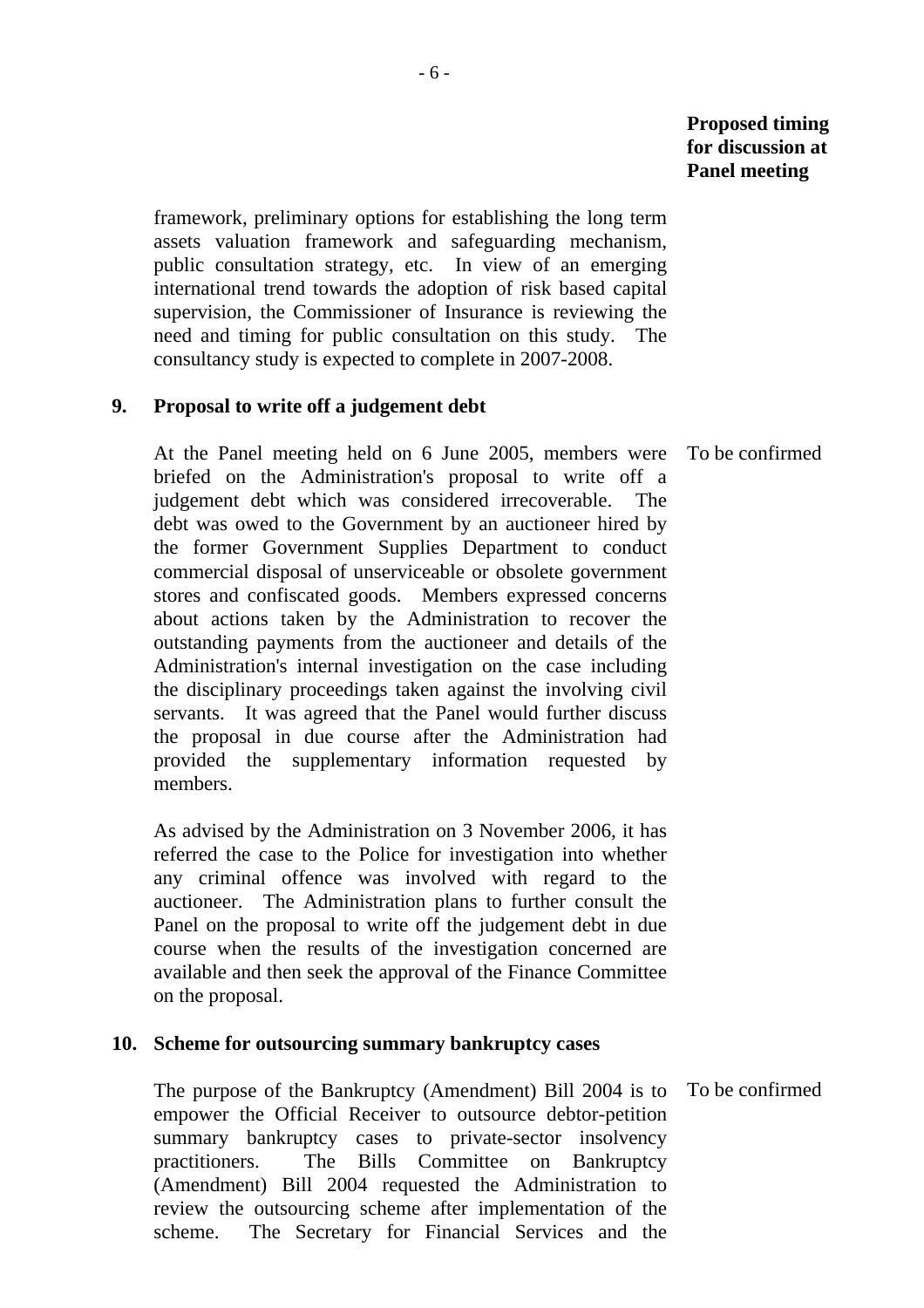**Proposed timing for discussion at Panel meeting**

framework, preliminary options for establishing the long term assets valuation framework and safeguarding mechanism, public consultation strategy, etc. In view of an emerging international trend towards the adoption of risk based capital supervision, the Commissioner of Insurance is reviewing the need and timing for public consultation on this study. The consultancy study is expected to complete in 2007-2008.

**9. Proposal to write off a judgement debt**

At the Panel meeting held on 6 June 2005, members were briefed on the Administration's proposal to write off a judgement debt which was considered irrecoverable. The debt was owed to the Government by an auctioneer hired by the former Government Supplies Department to conduct commercial disposal of unserviceable or obsolete government stores and confiscated goods. Members expressed concerns about actions taken by the Administration to recover the outstanding payments from the auctioneer and details of the Administration's internal investigation on the case including the disciplinary proceedings taken against the involving civil servants. It was agreed that the Panel would further discuss the proposal in due course after the Administration had provided the supplementary information requested by members.

*Proposed timing: To be confirmed*

As advised by the Administration on 3 November 2006, it has referred the case to the Police for investigation into whether any criminal offence was involved with regard to the auctioneer. The Administration plans to further consult the Panel on the proposal to write off the judgement debt in due course when the results of the investigation concerned are available and then seek the approval of the Finance Committee on the proposal.

**10. Scheme for outsourcing summary bankruptcy cases**

The purpose of the Bankruptcy (Amendment) Bill 2004 is to empower the Official Receiver to outsource debtor-petition summary bankruptcy cases to private-sector insolvency practitioners. The Bills Committee on Bankruptcy (Amendment) Bill 2004 requested the Administration to review the outsourcing scheme after implementation of the scheme. The Secretary for Financial Services and the

*Proposed timing: To be confirmed*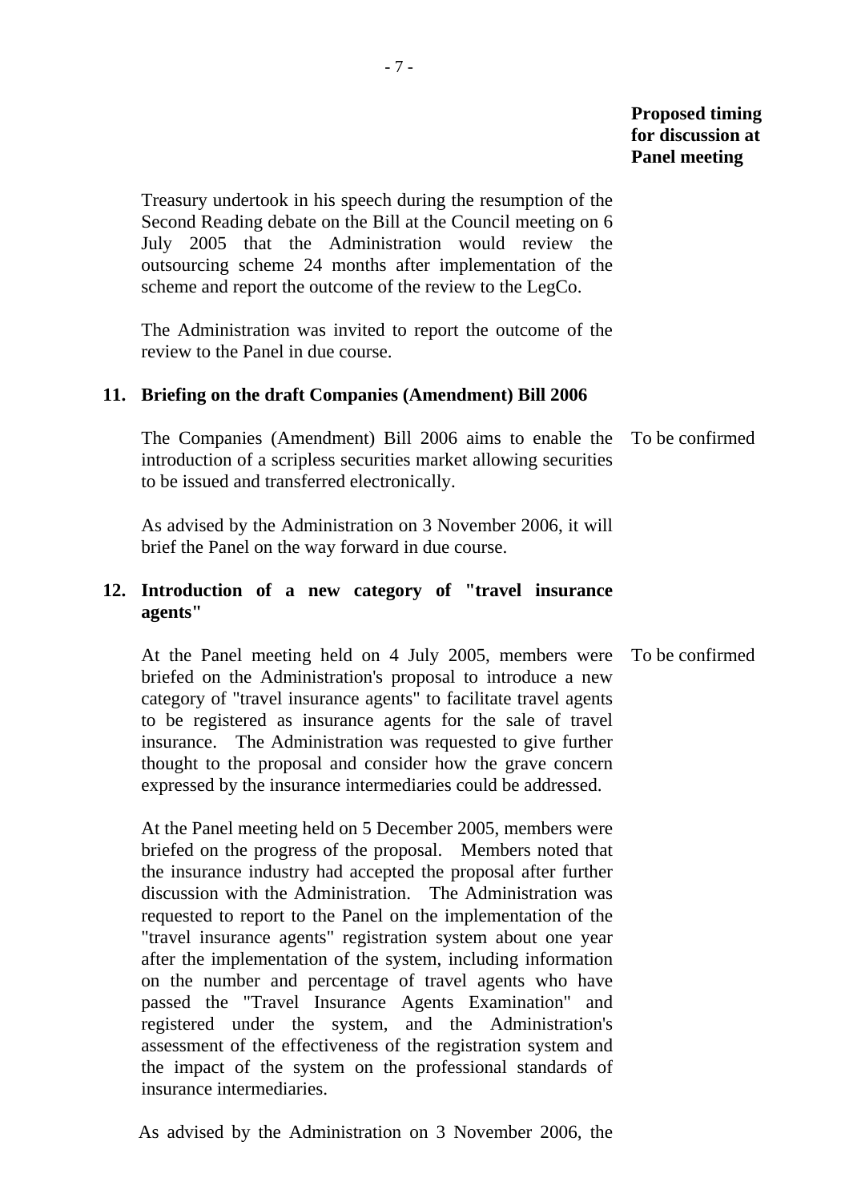**Proposed timing for discussion at Panel meeting**

Treasury undertook in his speech during the resumption of the Second Reading debate on the Bill at the Council meeting on 6 July 2005 that the Administration would review the outsourcing scheme 24 months after implementation of the scheme and report the outcome of the review to the LegCo.

The Administration was invited to report the outcome of the review to the Panel in due course.

**11. Briefing on the draft Companies (Amendment) Bill 2006**

The Companies (Amendment) Bill 2006 aims to enable the introduction of a scripless securities market allowing securities to be issued and transferred electronically. — To be confirmed

As advised by the Administration on 3 November 2006, it will brief the Panel on the way forward in due course.

**12. Introduction of a new category of "travel insurance agents"**

At the Panel meeting held on 4 July 2005, members were briefed on the Administration's proposal to introduce a new category of "travel insurance agents" to facilitate travel agents to be registered as insurance agents for the sale of travel insurance. The Administration was requested to give further thought to the proposal and consider how the grave concern expressed by the insurance intermediaries could be addressed. — To be confirmed

At the Panel meeting held on 5 December 2005, members were briefed on the progress of the proposal. Members noted that the insurance industry had accepted the proposal after further discussion with the Administration. The Administration was requested to report to the Panel on the implementation of the "travel insurance agents" registration system about one year after the implementation of the system, including information on the number and percentage of travel agents who have passed the "Travel Insurance Agents Examination" and registered under the system, and the Administration's assessment of the effectiveness of the registration system and the impact of the system on the professional standards of insurance intermediaries.

As advised by the Administration on 3 November 2006, the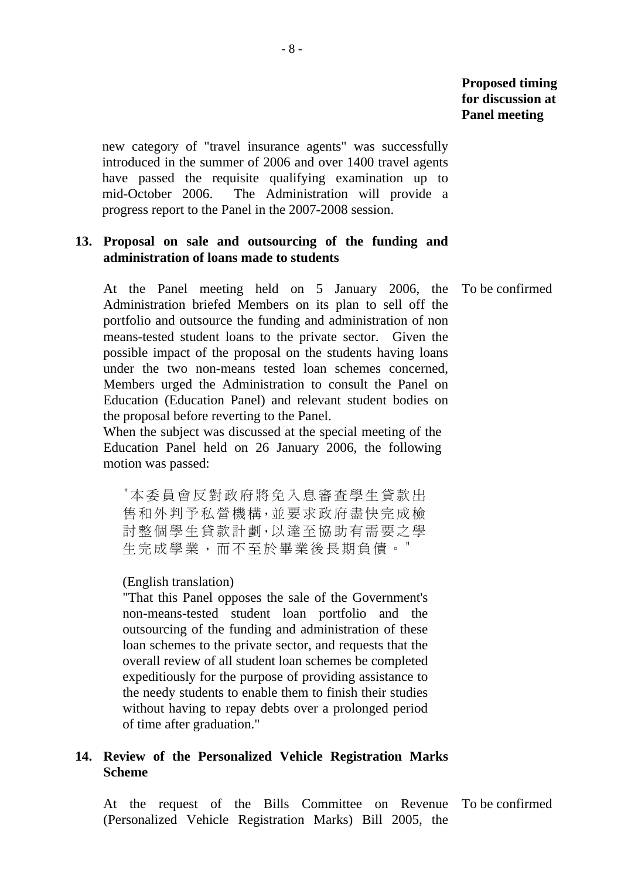**Proposed timing for discussion at Panel meeting**

new category of "travel insurance agents" was successfully introduced in the summer of 2006 and over 1400 travel agents have passed the requisite qualifying examination up to mid-October 2006. The Administration will provide a progress report to the Panel in the 2007-2008 session.

**13. Proposal on sale and outsourcing of the funding and administration of loans made to students**

At the Panel meeting held on 5 January 2006, the Administration briefed Members on its plan to sell off the portfolio and outsource the funding and administration of non means-tested student loans to the private sector. Given the possible impact of the proposal on the students having loans under the two non-means tested loan schemes concerned, Members urged the Administration to consult the Panel on Education (Education Panel) and relevant student bodies on the proposal before reverting to the Panel. — To be confirmed

When the subject was discussed at the special meeting of the Education Panel held on 26 January 2006, the following motion was passed:

"本委員會反對政府將免入息審查學生貸款出售和外判予私營機構，並要求政府盡快完成檢討整個學生貸款計劃，以達至協助有需要之學生完成學業，而不至於畢業後長期負債。"

(English translation)

"That this Panel opposes the sale of the Government's non-means-tested student loan portfolio and the outsourcing of the funding and administration of these loan schemes to the private sector, and requests that the overall review of all student loan schemes be completed expeditiously for the purpose of providing assistance to the needy students to enable them to finish their studies without having to repay debts over a prolonged period of time after graduation."

**14. Review of the Personalized Vehicle Registration Marks Scheme**

At the request of the Bills Committee on Revenue (Personalized Vehicle Registration Marks) Bill 2005, the — To be confirmed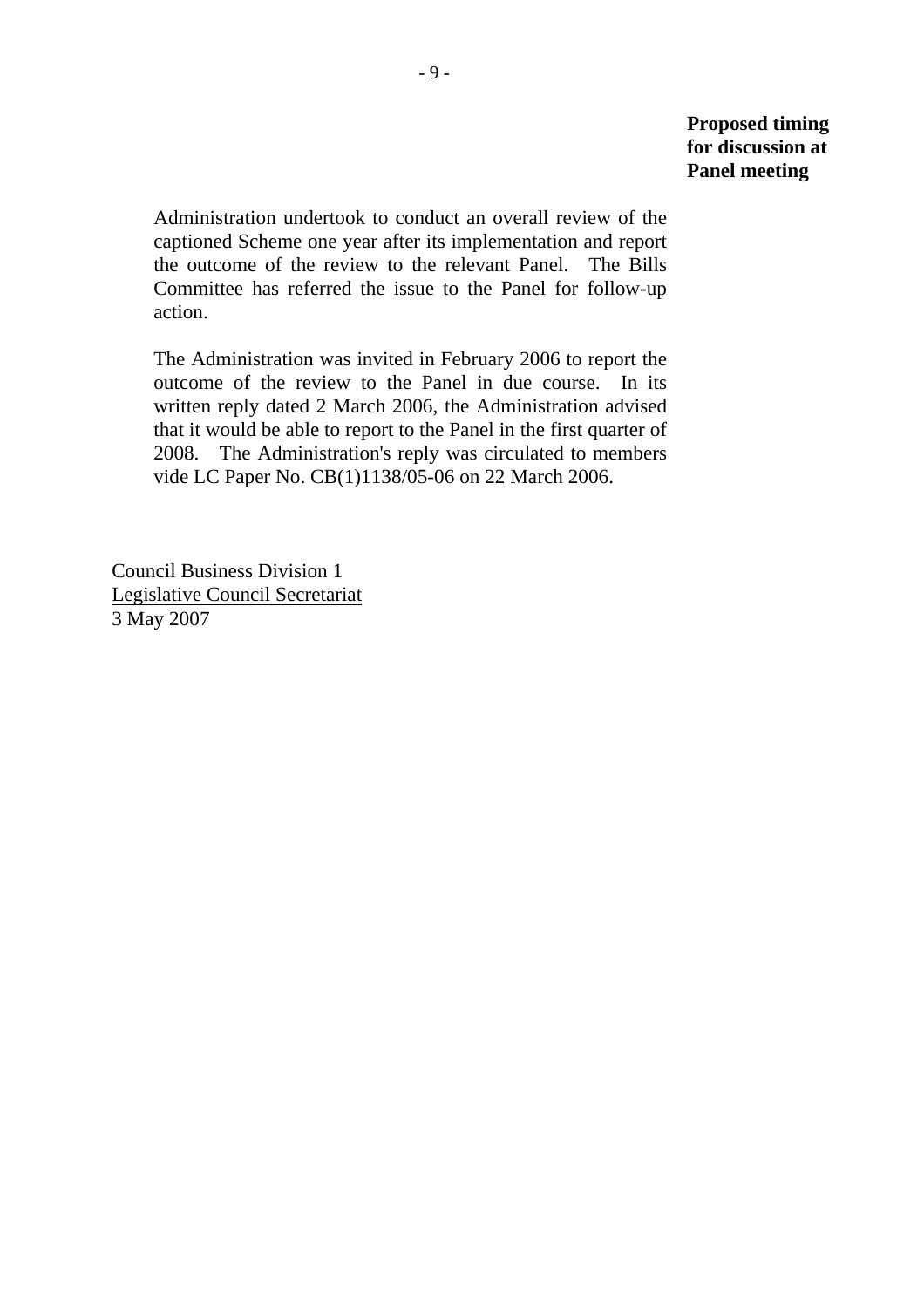**Proposed timing for discussion at Panel meeting**

Administration undertook to conduct an overall review of the captioned Scheme one year after its implementation and report the outcome of the review to the relevant Panel. The Bills Committee has referred the issue to the Panel for follow-up action.

The Administration was invited in February 2006 to report the outcome of the review to the Panel in due course. In its written reply dated 2 March 2006, the Administration advised that it would be able to report to the Panel in the first quarter of 2008. The Administration's reply was circulated to members vide LC Paper No. CB(1)1138/05-06 on 22 March 2006.

Council Business Division 1  
Legislative Council Secretariat  
3 May 2007